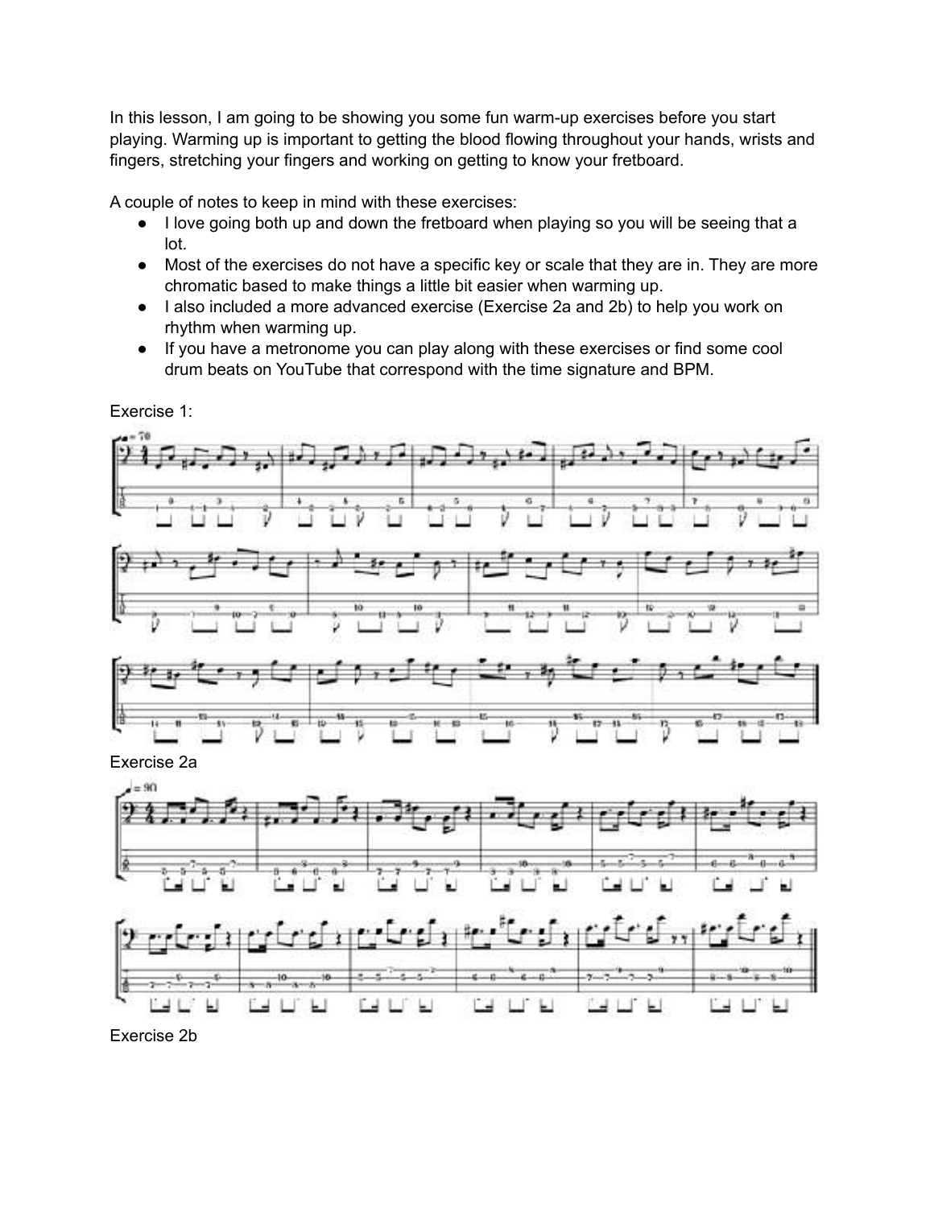In this lesson, I am going to be showing you some fun warm-up exercises before you start playing. Warming up is important to getting the blood flowing throughout your hands, wrists and fingers, stretching your fingers and working on getting to know your fretboard.

A couple of notes to keep in mind with these exercises:

- I love going both up and down the fretboard when playing so you will be seeing that a lot.
- Most of the exercises do not have a specific key or scale that they are in. They are more chromatic based to make things a little bit easier when warming up.
- I also included a more advanced exercise (Exercise 2a and 2b) to help you work on rhythm when warming up.
- If you have a metronome you can play along with these exercises or find some cool drum beats on YouTube that correspond with the time signature and BPM.

Exercise 1:

Exercise 2a

Exercise 2b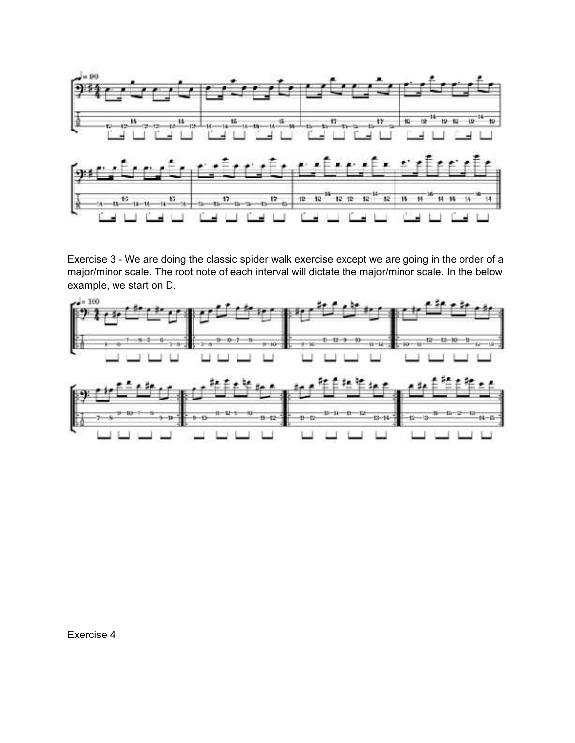Exercise 3 - We are doing the classic spider walk exercise except we are going in the order of a major/minor scale. The root note of each interval will dictate the major/minor scale. In the below example, we start on D.

Exercise 4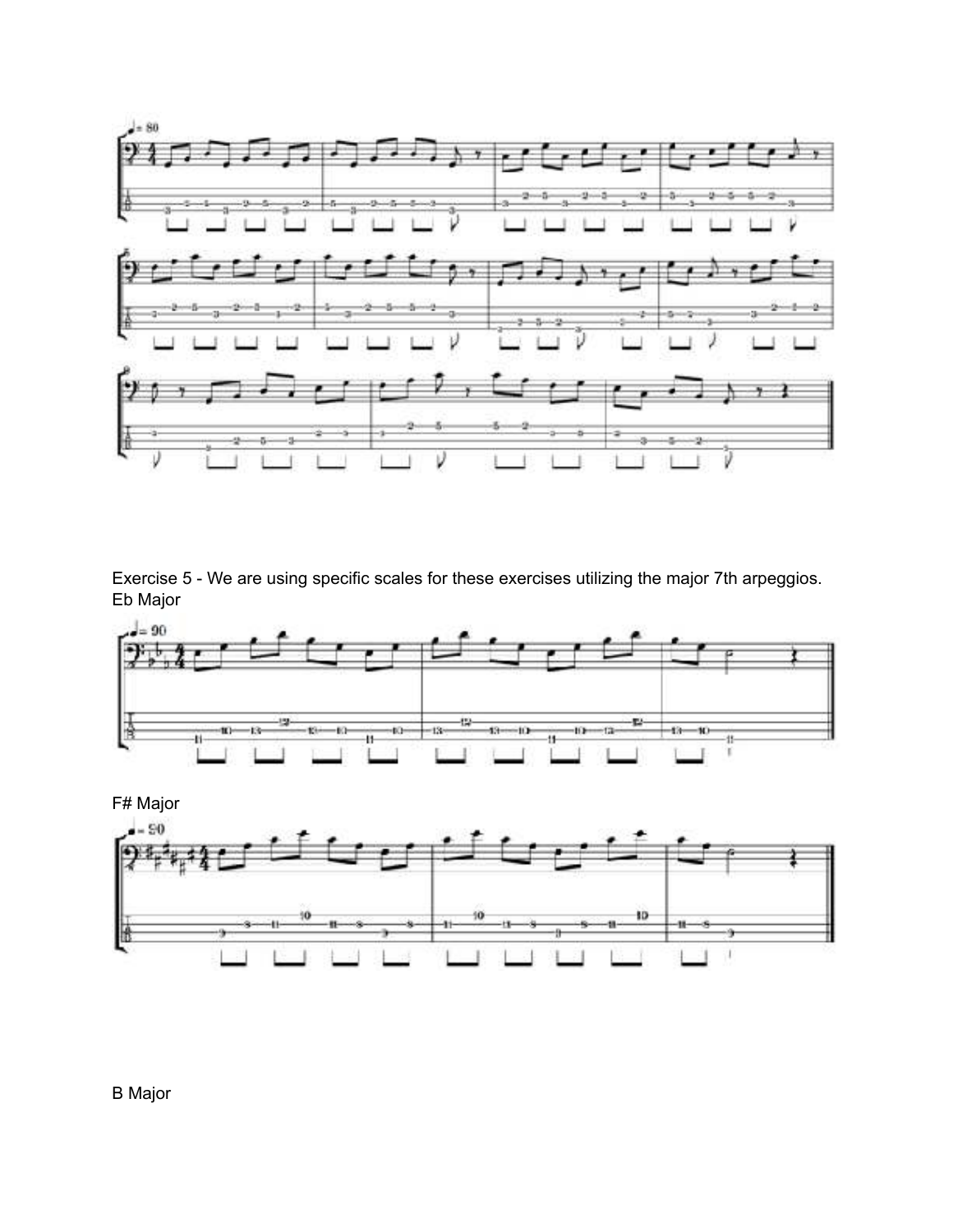Exercise 5 - We are using specific scales for these exercises utilizing the major 7th arpeggios.

Eb Major

F# Major

B Major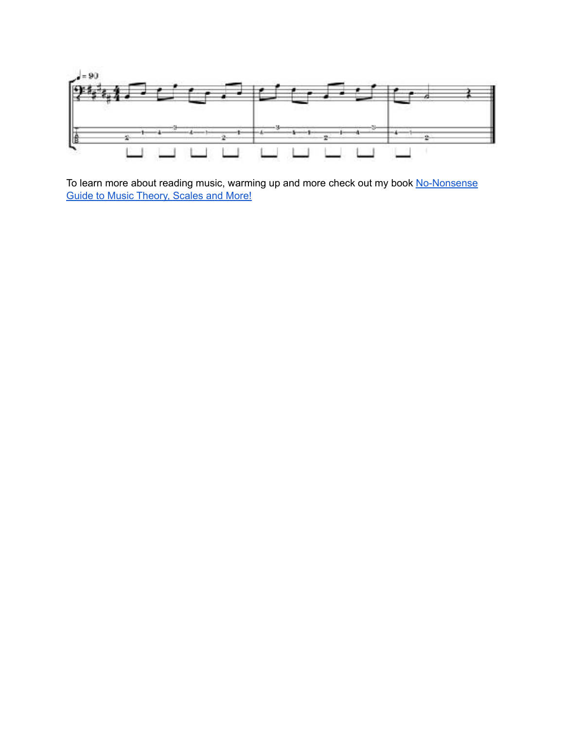To learn more about reading music, warming up and more check out my book [No-Nonsense Guide to Music Theory, Scales and More!]()